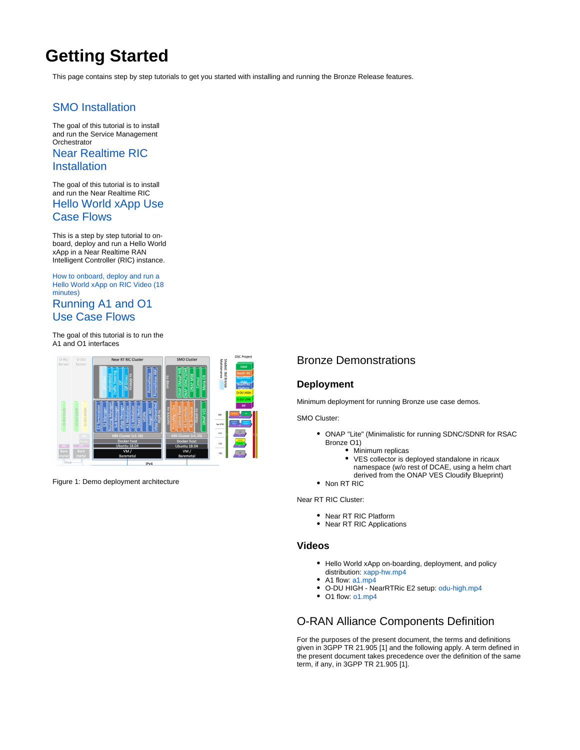# Getting Started

This page contains step by step tutorials to get you started with installing and running the Bronze Release features.

## SMO Installation

The goal of this tutorial is to install and run the Service Management Orchestrator

## Near Realtime RIC Installation

The goal of this tutorial is to install and run the Near Realtime RIC

## Hello World xApp Use Case Flows

This is a step by step tutorial to on-board, deploy and run a Hello World xApp in a Near Realtime RAN Intelligent Controller (RIC) instance.

How to onboard, deploy and run a Hello World xApp on RIC Video (18 minutes)

## Running A1 and O1 Use Case Flows

The goal of this tutorial is to run the A1 and O1 interfaces

Figure 1: Demo deployment architecture

## Bronze Demonstrations

### Deployment

Minimum deployment for running Bronze use case demos.

SMO Cluster:

- ONAP "Lite" (Minimalistic for running SDNC/SDNR for RSAC Bronze O1)
  - Minimum replicas
  - VES collector is deployed standalone in ricaux namespace (w/o rest of DCAE, using a helm chart derived from the ONAP VES Cloudify Blueprint)
- Non RT RIC

Near RT RIC Cluster:

- Near RT RIC Platform
- Near RT RIC Applications

### Videos

- Hello World xApp on-boarding, deployment, and policy distribution: xapp-hw.mp4
- A1 flow: a1.mp4
- O-DU HIGH - NearRTRic E2 setup: odu-high.mp4
- O1 flow: o1.mp4

## O-RAN Alliance Components Definition

For the purposes of the present document, the terms and definitions given in 3GPP TR 21.905 [1] and the following apply. A term defined in the present document takes precedence over the definition of the same term, if any, in 3GPP TR 21.905 [1].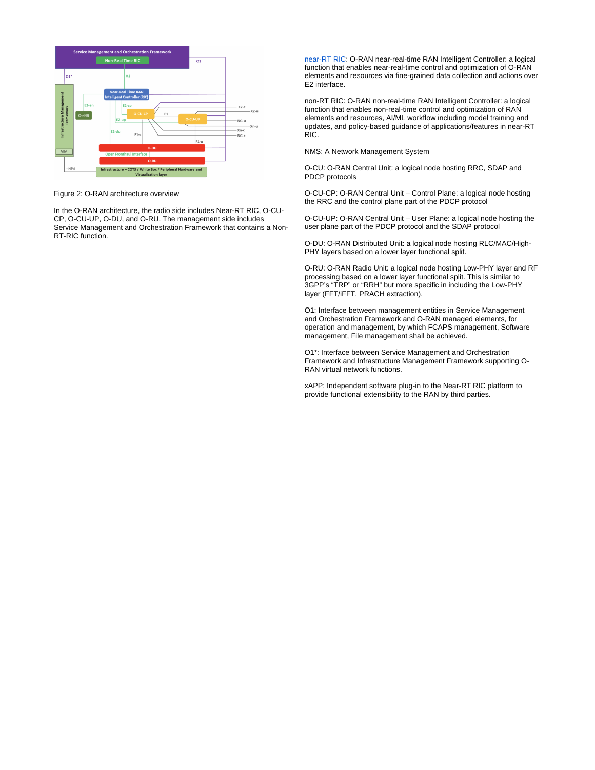Figure 2: O-RAN architecture overview

In the O-RAN architecture, the radio side includes Near-RT RIC, O-CU-CP, O-CU-UP, O-DU, and O-RU. The management side includes Service Management and Orchestration Framework that contains a Non-RT-RIC function.

near-RT RIC: O-RAN near-real-time RAN Intelligent Controller: a logical function that enables near-real-time control and optimization of O-RAN elements and resources via fine-grained data collection and actions over E2 interface.

non-RT RIC: O-RAN non-real-time RAN Intelligent Controller: a logical function that enables non-real-time control and optimization of RAN elements and resources, AI/ML workflow including model training and updates, and policy-based guidance of applications/features in near-RT RIC.

NMS: A Network Management System

O-CU: O-RAN Central Unit: a logical node hosting RRC, SDAP and PDCP protocols

O-CU-CP: O-RAN Central Unit – Control Plane: a logical node hosting the RRC and the control plane part of the PDCP protocol

O-CU-UP: O-RAN Central Unit – User Plane: a logical node hosting the user plane part of the PDCP protocol and the SDAP protocol

O-DU: O-RAN Distributed Unit: a logical node hosting RLC/MAC/High-PHY layers based on a lower layer functional split.

O-RU: O-RAN Radio Unit: a logical node hosting Low-PHY layer and RF processing based on a lower layer functional split. This is similar to 3GPP's "TRP" or "RRH" but more specific in including the Low-PHY layer (FFT/iFFT, PRACH extraction).

O1: Interface between management entities in Service Management and Orchestration Framework and O-RAN managed elements, for operation and management, by which FCAPS management, Software management, File management shall be achieved.

O1*: Interface between Service Management and Orchestration Framework and Infrastructure Management Framework supporting O-RAN virtual network functions.

xAPP: Independent software plug-in to the Near-RT RIC platform to provide functional extensibility to the RAN by third parties.